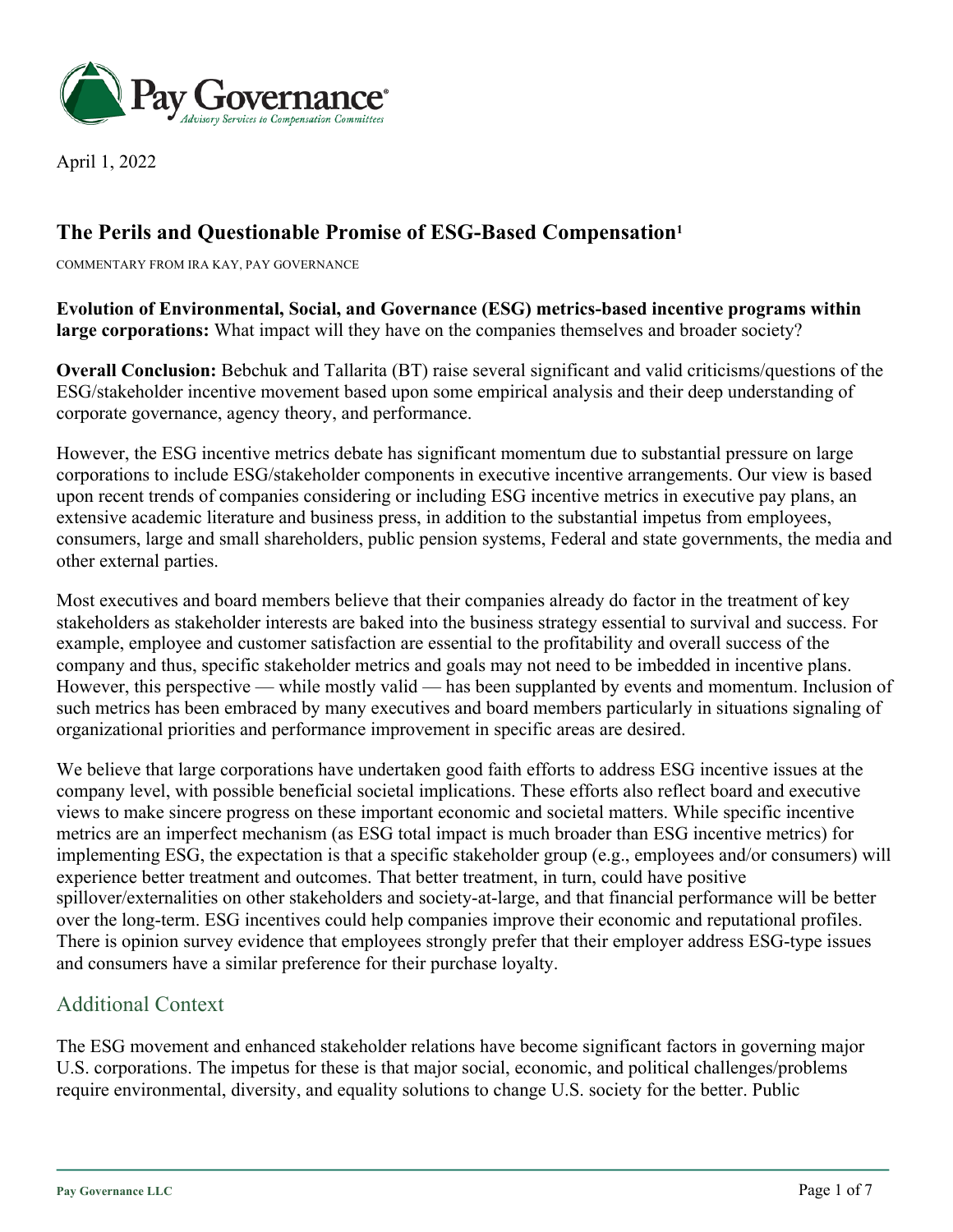April 1, 2022

## The Perils and Questionable Promise of ESG-Based Compensation[1]

COMMENTARY FROM IRA KAY, PAY GOVERNANCE

**Evolution of Environmental, Social, and Governance (ESG) metrics-based incentive programs within large corporations:** What impact will they have on the companies themselves and broader society?

**Overall Conclusion:** Bebchuk and Tallarita (BT) raise several significant and valid criticisms/questions of the ESG/stakeholder incentive movement based upon some empirical analysis and their deep understanding of corporate governance, agency theory, and performance.

However, the ESG incentive metrics debate has significant momentum due to substantial pressure on large corporations to include ESG/stakeholder components in executive incentive arrangements. Our view is based upon recent trends of companies considering or including ESG incentive metrics in executive pay plans, an extensive academic literature and business press, in addition to the substantial impetus from employees, consumers, large and small shareholders, public pension systems, Federal and state governments, the media and other external parties.

Most executives and board members believe that their companies already do factor in the treatment of key stakeholders as stakeholder interests are baked into the business strategy essential to survival and success. For example, employee and customer satisfaction are essential to the profitability and overall success of the company and thus, specific stakeholder metrics and goals may not need to be imbedded in incentive plans. However, this perspective — while mostly valid — has been supplanted by events and momentum. Inclusion of such metrics has been embraced by many executives and board members particularly in situations signaling of organizational priorities and performance improvement in specific areas are desired.

We believe that large corporations have undertaken good faith efforts to address ESG incentive issues at the company level, with possible beneficial societal implications. These efforts also reflect board and executive views to make sincere progress on these important economic and societal matters. While specific incentive metrics are an imperfect mechanism (as ESG total impact is much broader than ESG incentive metrics) for implementing ESG, the expectation is that a specific stakeholder group (e.g., employees and/or consumers) will experience better treatment and outcomes. That better treatment, in turn, could have positive spillover/externalities on other stakeholders and society-at-large, and that financial performance will be better over the long-term. ESG incentives could help companies improve their economic and reputational profiles. There is opinion survey evidence that employees strongly prefer that their employer address ESG-type issues and consumers have a similar preference for their purchase loyalty.

## Additional Context

The ESG movement and enhanced stakeholder relations have become significant factors in governing major U.S. corporations. The impetus for these is that major social, economic, and political challenges/problems require environmental, diversity, and equality solutions to change U.S. society for the better. Public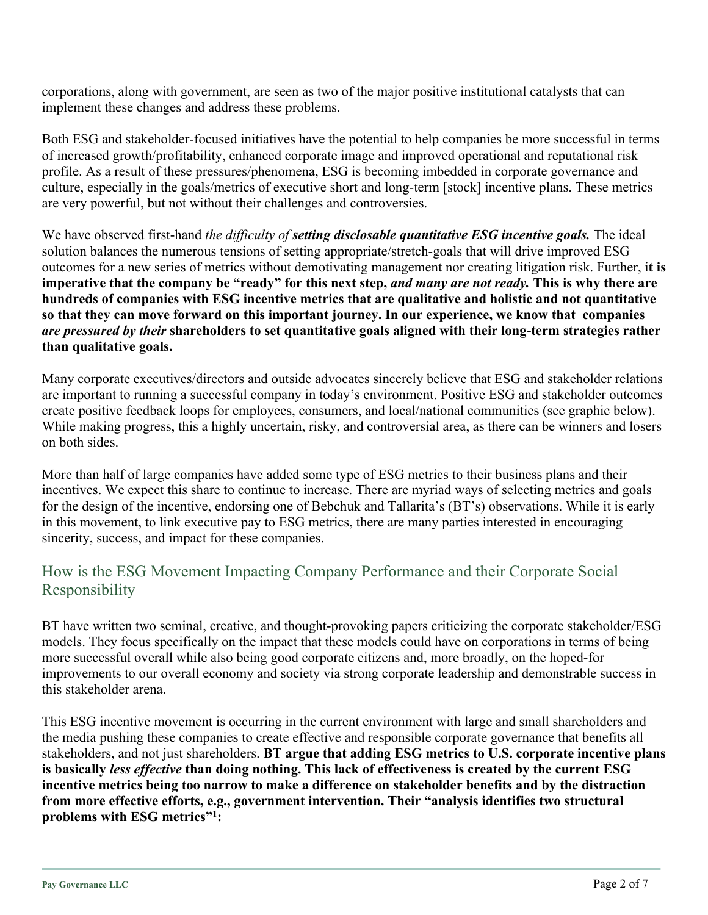corporations, along with government, are seen as two of the major positive institutional catalysts that can implement these changes and address these problems.

Both ESG and stakeholder-focused initiatives have the potential to help companies be more successful in terms of increased growth/profitability, enhanced corporate image and improved operational and reputational risk profile. As a result of these pressures/phenomena, ESG is becoming imbedded in corporate governance and culture, especially in the goals/metrics of executive short and long-term [stock] incentive plans. These metrics are very powerful, but not without their challenges and controversies.

We have observed first-hand *the difficulty of* ***setting disclosable quantitative ESG incentive goals.*** The ideal solution balances the numerous tensions of setting appropriate/stretch-goals that will drive improved ESG outcomes for a new series of metrics without demotivating management nor creating litigation risk. Further, i**t is imperative that the company be "ready" for this next step,** ***and many are not ready.*** **This is why there are hundreds of companies with ESG incentive metrics that are qualitative and holistic and not quantitative so that they can move forward on this important journey. In our experience, we know that companies** ***are pressured by their*** **shareholders to set quantitative goals aligned with their long-term strategies rather than qualitative goals.**

Many corporate executives/directors and outside advocates sincerely believe that ESG and stakeholder relations are important to running a successful company in today's environment. Positive ESG and stakeholder outcomes create positive feedback loops for employees, consumers, and local/national communities (see graphic below). While making progress, this a highly uncertain, risky, and controversial area, as there can be winners and losers on both sides.

More than half of large companies have added some type of ESG metrics to their business plans and their incentives. We expect this share to continue to increase. There are myriad ways of selecting metrics and goals for the design of the incentive, endorsing one of Bebchuk and Tallarita's (BT's) observations. While it is early in this movement, to link executive pay to ESG metrics, there are many parties interested in encouraging sincerity, success, and impact for these companies.

## How is the ESG Movement Impacting Company Performance and their Corporate Social Responsibility

BT have written two seminal, creative, and thought-provoking papers criticizing the corporate stakeholder/ESG models. They focus specifically on the impact that these models could have on corporations in terms of being more successful overall while also being good corporate citizens and, more broadly, on the hoped-for improvements to our overall economy and society via strong corporate leadership and demonstrable success in this stakeholder arena.

This ESG incentive movement is occurring in the current environment with large and small shareholders and the media pushing these companies to create effective and responsible corporate governance that benefits all stakeholders, and not just shareholders. **BT argue that adding ESG metrics to U.S. corporate incentive plans is basically** ***less effective*** **than doing nothing. This lack of effectiveness is created by the current ESG incentive metrics being too narrow to make a difference on stakeholder benefits and by the distraction from more effective efforts, e.g., government intervention. Their "analysis identifies two structural problems with ESG metrics"[1]:**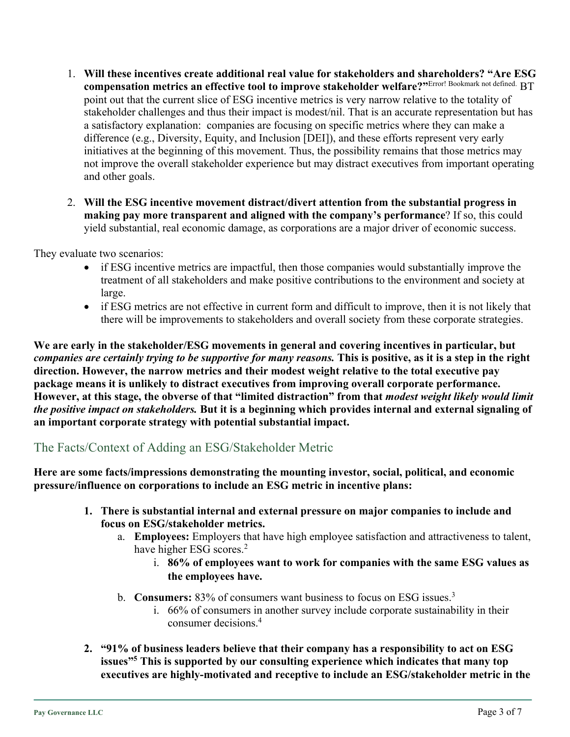1. **Will these incentives create additional real value for stakeholders and shareholders? "Are ESG compensation metrics an effective tool to improve stakeholder welfare?"**Error! Bookmark not defined. BT point out that the current slice of ESG incentive metrics is very narrow relative to the totality of stakeholder challenges and thus their impact is modest/nil. That is an accurate representation but has a satisfactory explanation: companies are focusing on specific metrics where they can make a difference (e.g., Diversity, Equity, and Inclusion [DEI]), and these efforts represent very early initiatives at the beginning of this movement. Thus, the possibility remains that those metrics may not improve the overall stakeholder experience but may distract executives from important operating and other goals.

2. **Will the ESG incentive movement distract/divert attention from the substantial progress in making pay more transparent and aligned with the company's performance**? If so, this could yield substantial, real economic damage, as corporations are a major driver of economic success.

They evaluate two scenarios:

- if ESG incentive metrics are impactful, then those companies would substantially improve the treatment of all stakeholders and make positive contributions to the environment and society at large.
- if ESG metrics are not effective in current form and difficult to improve, then it is not likely that there will be improvements to stakeholders and overall society from these corporate strategies.

**We are early in the stakeholder/ESG movements in general and covering incentives in particular, but *companies are certainly trying to be supportive for many reasons.* This is positive, as it is a step in the right direction. However, the narrow metrics and their modest weight relative to the total executive pay package means it is unlikely to distract executives from improving overall corporate performance. However, at this stage, the obverse of that "limited distraction" from that *modest weight likely would limit the positive impact on stakeholders.* But it is a beginning which provides internal and external signaling of an important corporate strategy with potential substantial impact.**

## The Facts/Context of Adding an ESG/Stakeholder Metric

**Here are some facts/impressions demonstrating the mounting investor, social, political, and economic pressure/influence on corporations to include an ESG metric in incentive plans:**

1. **There is substantial internal and external pressure on major companies to include and focus on ESG/stakeholder metrics.**
   a. **Employees:** Employers that have high employee satisfaction and attractiveness to talent, have higher ESG scores.[2]
      i. **86% of employees want to work for companies with the same ESG values as the employees have.**

   b. **Consumers:** 83% of consumers want business to focus on ESG issues.[3]
      i. 66% of consumers in another survey include corporate sustainability in their consumer decisions.[4]

2. **"91% of business leaders believe that their company has a responsibility to act on ESG issues"[5] This is supported by our consulting experience which indicates that many top executives are highly-motivated and receptive to include an ESG/stakeholder metric in the**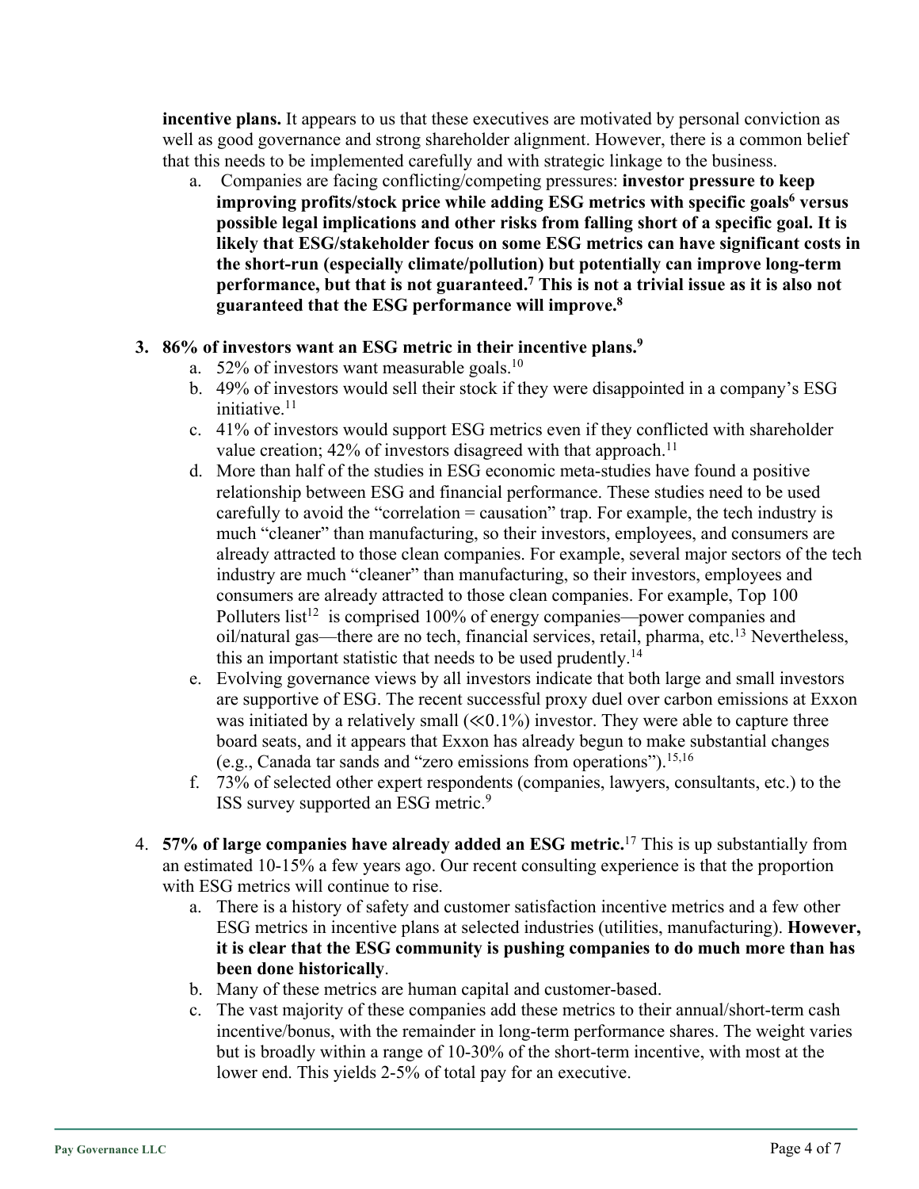**incentive plans.** It appears to us that these executives are motivated by personal conviction as well as good governance and strong shareholder alignment. However, there is a common belief that this needs to be implemented carefully and with strategic linkage to the business.

   a. Companies are facing conflicting/competing pressures: **investor pressure to keep improving profits/stock price while adding ESG metrics with specific goals[6] versus possible legal implications and other risks from falling short of a specific goal. It is likely that ESG/stakeholder focus on some ESG metrics can have significant costs in the short-run (especially climate/pollution) but potentially can improve long-term performance, but that is not guaranteed.[7] This is not a trivial issue as it is also not guaranteed that the ESG performance will improve.[8]**

3. **86% of investors want an ESG metric in their incentive plans.[9]**
   a. 52% of investors want measurable goals.[10]
   b. 49% of investors would sell their stock if they were disappointed in a company's ESG initiative.[11]
   c. 41% of investors would support ESG metrics even if they conflicted with shareholder value creation; 42% of investors disagreed with that approach.[11]
   d. More than half of the studies in ESG economic meta-studies have found a positive relationship between ESG and financial performance. These studies need to be used carefully to avoid the "correlation = causation" trap. For example, the tech industry is much "cleaner" than manufacturing, so their investors, employees, and consumers are already attracted to those clean companies. For example, several major sectors of the tech industry are much "cleaner" than manufacturing, so their investors, employees and consumers are already attracted to those clean companies. For example, Top 100 Polluters list[12] is comprised 100% of energy companies—power companies and oil/natural gas—there are no tech, financial services, retail, pharma, etc.[13] Nevertheless, this an important statistic that needs to be used prudently.[14]
   e. Evolving governance views by all investors indicate that both large and small investors are supportive of ESG. The recent successful proxy duel over carbon emissions at Exxon was initiated by a relatively small ($\ll$0.1%) investor. They were able to capture three board seats, and it appears that Exxon has already begun to make substantial changes (e.g., Canada tar sands and "zero emissions from operations").[15,16]
   f. 73% of selected other expert respondents (companies, lawyers, consultants, etc.) to the ISS survey supported an ESG metric.[9]

4. **57% of large companies have already added an ESG metric.**[17] This is up substantially from an estimated 10-15% a few years ago. Our recent consulting experience is that the proportion with ESG metrics will continue to rise.
   a. There is a history of safety and customer satisfaction incentive metrics and a few other ESG metrics in incentive plans at selected industries (utilities, manufacturing). **However, it is clear that the ESG community is pushing companies to do much more than has been done historically**.
   b. Many of these metrics are human capital and customer-based.
   c. The vast majority of these companies add these metrics to their annual/short-term cash incentive/bonus, with the remainder in long-term performance shares. The weight varies but is broadly within a range of 10-30% of the short-term incentive, with most at the lower end. This yields 2-5% of total pay for an executive.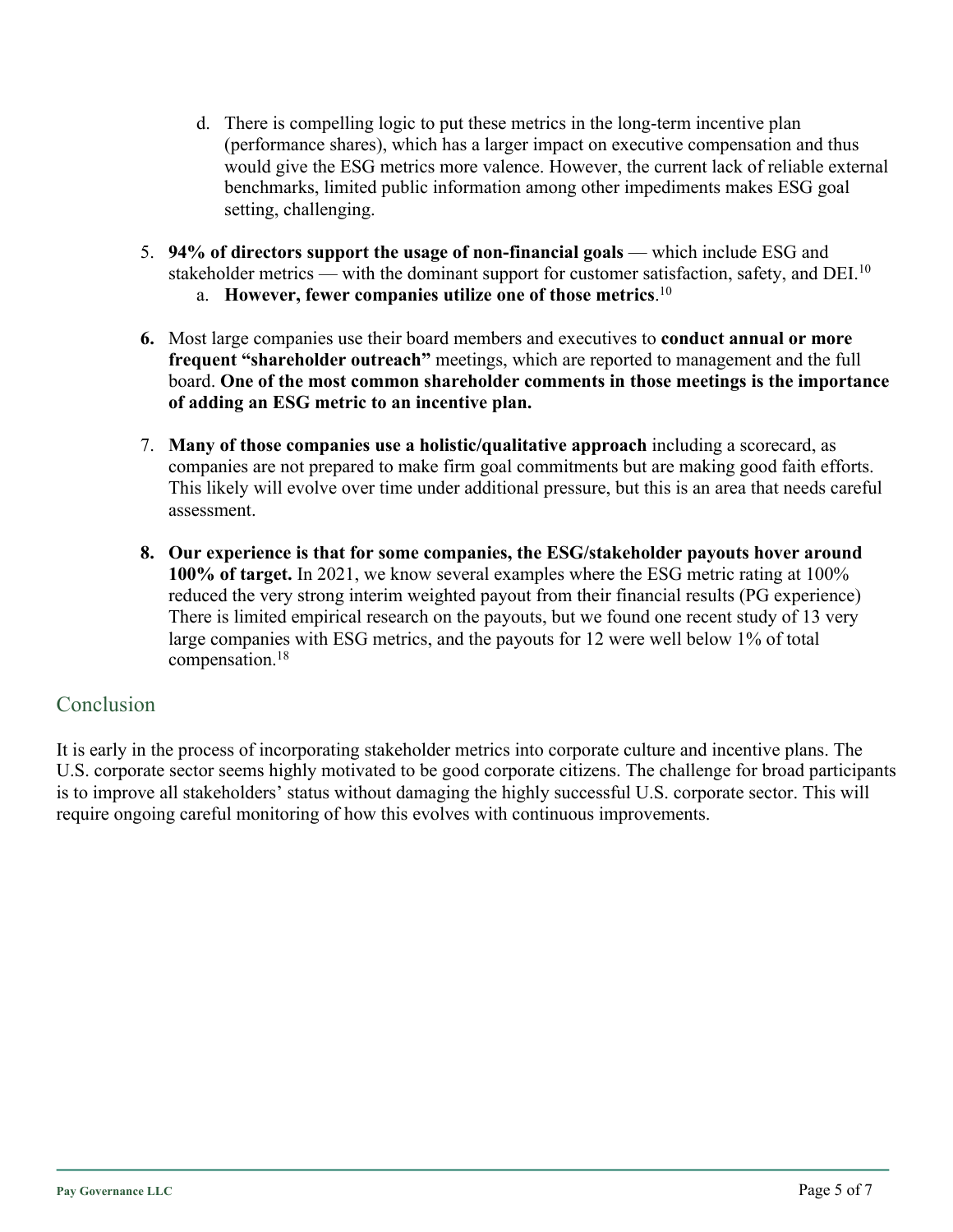d. There is compelling logic to put these metrics in the long-term incentive plan (performance shares), which has a larger impact on executive compensation and thus would give the ESG metrics more valence. However, the current lack of reliable external benchmarks, limited public information among other impediments makes ESG goal setting, challenging.

5. **94% of directors support the usage of non-financial goals** — which include ESG and stakeholder metrics — with the dominant support for customer satisfaction, safety, and DEI.[10]
   a. **However, fewer companies utilize one of those metrics**.[10]

6. Most large companies use their board members and executives to **conduct annual or more frequent "shareholder outreach"** meetings, which are reported to management and the full board. **One of the most common shareholder comments in those meetings is the importance of adding an ESG metric to an incentive plan.**

7. **Many of those companies use a holistic/qualitative approach** including a scorecard, as companies are not prepared to make firm goal commitments but are making good faith efforts. This likely will evolve over time under additional pressure, but this is an area that needs careful assessment.

8. **Our experience is that for some companies, the ESG/stakeholder payouts hover around 100% of target.** In 2021, we know several examples where the ESG metric rating at 100% reduced the very strong interim weighted payout from their financial results (PG experience) There is limited empirical research on the payouts, but we found one recent study of 13 very large companies with ESG metrics, and the payouts for 12 were well below 1% of total compensation.[18]

## Conclusion

It is early in the process of incorporating stakeholder metrics into corporate culture and incentive plans. The U.S. corporate sector seems highly motivated to be good corporate citizens. The challenge for broad participants is to improve all stakeholders' status without damaging the highly successful U.S. corporate sector. This will require ongoing careful monitoring of how this evolves with continuous improvements.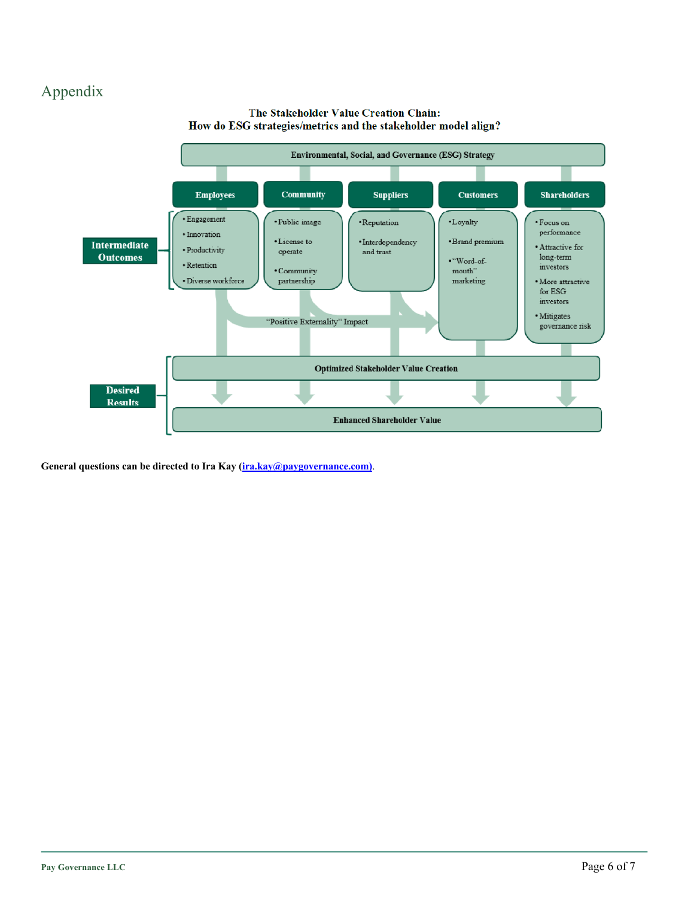## Appendix

**The Stakeholder Value Creation Chain:**
**How do ESG strategies/metrics and the stakeholder model align?**

**Environmental, Social, and Governance (ESG) Strategy**

**Intermediate Outcomes**

| Employees | Community | Suppliers | Customers | Shareholders |
|---|---|---|---|---|
| • Engagement<br>• Innovation<br>• Productivity<br>• Retention<br>• Diverse workforce | • Public image<br>• License to operate<br>• Community partnership | • Reputation<br>• Interdependency and trust | • Loyalty<br>• Brand premium<br>• "Word-of-mouth" marketing | • Focus on performance<br>• Attractive for long-term investors<br>• More attractive for ESG investors<br>• Mitigates governance risk |

"Positive Externality" Impact

**Desired Results**

**Optimized Stakeholder Value Creation**

**Enhanced Shareholder Value**

**General questions can be directed to Ira Kay ([ira.kay@paygovernance.com](mailto:ira.kay@paygovernance.com)).**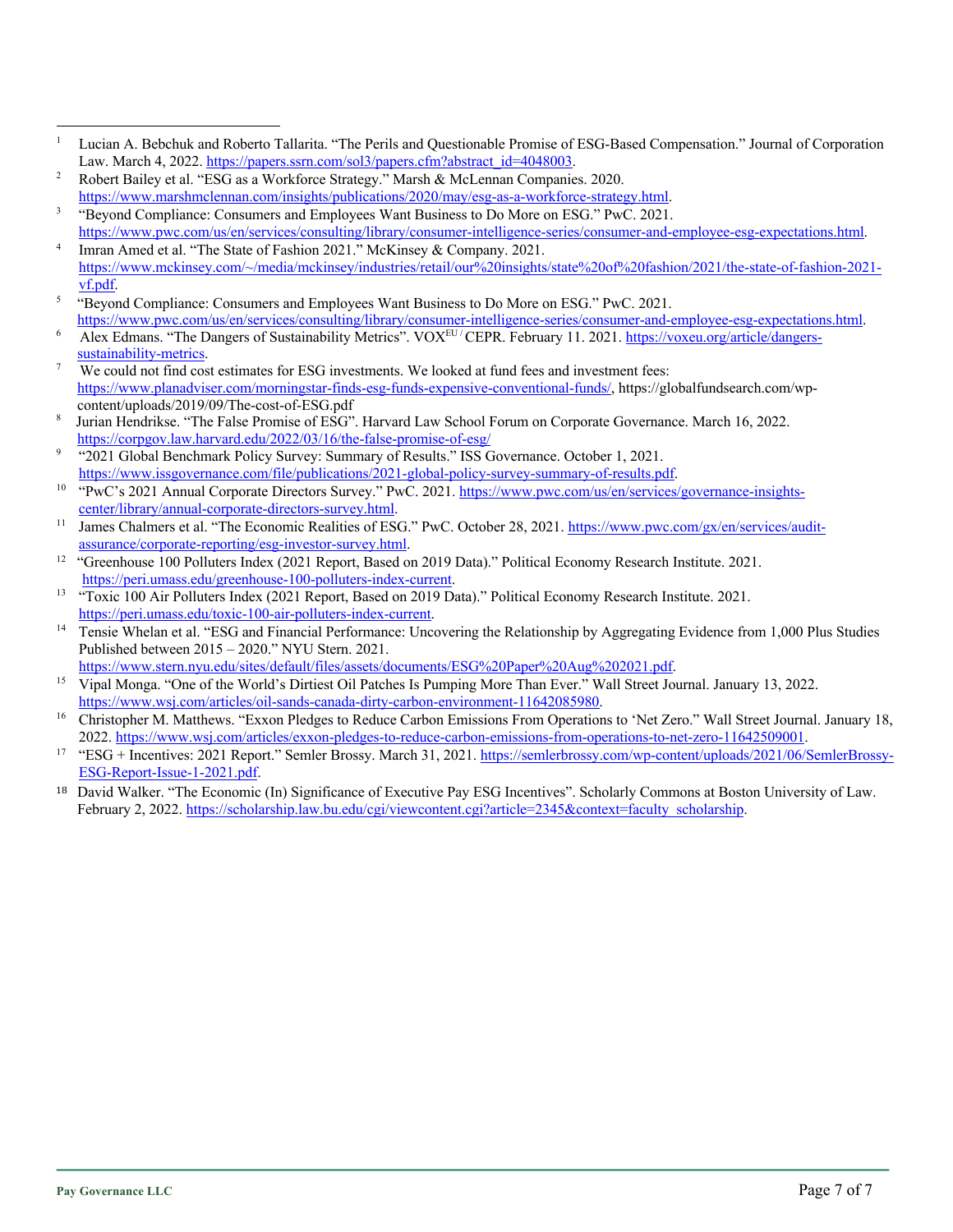[1] Lucian A. Bebchuk and Roberto Tallarita. "The Perils and Questionable Promise of ESG-Based Compensation." Journal of Corporation Law. March 4, 2022. https://papers.ssrn.com/sol3/papers.cfm?abstract_id=4048003.

[2] Robert Bailey et al. "ESG as a Workforce Strategy." Marsh & McLennan Companies. 2020. https://www.marshmclennan.com/insights/publications/2020/may/esg-as-a-workforce-strategy.html.

[3] "Beyond Compliance: Consumers and Employees Want Business to Do More on ESG." PwC. 2021. https://www.pwc.com/us/en/services/consulting/library/consumer-intelligence-series/consumer-and-employee-esg-expectations.html.

[4] Imran Amed et al. "The State of Fashion 2021." McKinsey & Company. 2021. https://www.mckinsey.com/~/media/mckinsey/industries/retail/our%20insights/state%20of%20fashion/2021/the-state-of-fashion-2021-vf.pdf.

[5] "Beyond Compliance: Consumers and Employees Want Business to Do More on ESG." PwC. 2021. https://www.pwc.com/us/en/services/consulting/library/consumer-intelligence-series/consumer-and-employee-esg-expectations.html.

[6] Alex Edmans. "The Dangers of Sustainability Metrics". VOX[EU / ]CEPR. February 11. 2021. https://voxeu.org/article/dangers-sustainability-metrics.

[7] We could not find cost estimates for ESG investments. We looked at fund fees and investment fees: https://www.planadviser.com/morningstar-finds-esg-funds-expensive-conventional-funds/, https://globalfundsearch.com/wp-content/uploads/2019/09/The-cost-of-ESG.pdf

[8] Jurian Hendrikse. "The False Promise of ESG". Harvard Law School Forum on Corporate Governance. March 16, 2022. https://corpgov.law.harvard.edu/2022/03/16/the-false-promise-of-esg/

[9] "2021 Global Benchmark Policy Survey: Summary of Results." ISS Governance. October 1, 2021. https://www.issgovernance.com/file/publications/2021-global-policy-survey-summary-of-results.pdf.

[10] "PwC's 2021 Annual Corporate Directors Survey." PwC. 2021. https://www.pwc.com/us/en/services/governance-insights-center/library/annual-corporate-directors-survey.html.

[11] James Chalmers et al. "The Economic Realities of ESG." PwC. October 28, 2021. https://www.pwc.com/gx/en/services/audit-assurance/corporate-reporting/esg-investor-survey.html.

[12] "Greenhouse 100 Polluters Index (2021 Report, Based on 2019 Data)." Political Economy Research Institute. 2021. https://peri.umass.edu/greenhouse-100-polluters-index-current.

[13] "Toxic 100 Air Polluters Index (2021 Report, Based on 2019 Data)." Political Economy Research Institute. 2021. https://peri.umass.edu/toxic-100-air-polluters-index-current.

[14] Tensie Whelan et al. "ESG and Financial Performance: Uncovering the Relationship by Aggregating Evidence from 1,000 Plus Studies Published between 2015 – 2020." NYU Stern. 2021. https://www.stern.nyu.edu/sites/default/files/assets/documents/ESG%20Paper%20Aug%202021.pdf.

[15] Vipal Monga. "One of the World's Dirtiest Oil Patches Is Pumping More Than Ever." Wall Street Journal. January 13, 2022. https://www.wsj.com/articles/oil-sands-canada-dirty-carbon-environment-11642085980.

[16] Christopher M. Matthews. "Exxon Pledges to Reduce Carbon Emissions From Operations to 'Net Zero.'" Wall Street Journal. January 18, 2022. https://www.wsj.com/articles/exxon-pledges-to-reduce-carbon-emissions-from-operations-to-net-zero-11642509001.

[17] "ESG + Incentives: 2021 Report." Semler Brossy. March 31, 2021. https://semlerbrossy.com/wp-content/uploads/2021/06/SemlerBrossy-ESG-Report-Issue-1-2021.pdf.

[18] David Walker. "The Economic (In) Significance of Executive Pay ESG Incentives". Scholarly Commons at Boston University of Law. February 2, 2022. https://scholarship.law.bu.edu/cgi/viewcontent.cgi?article=2345&context=faculty_scholarship.